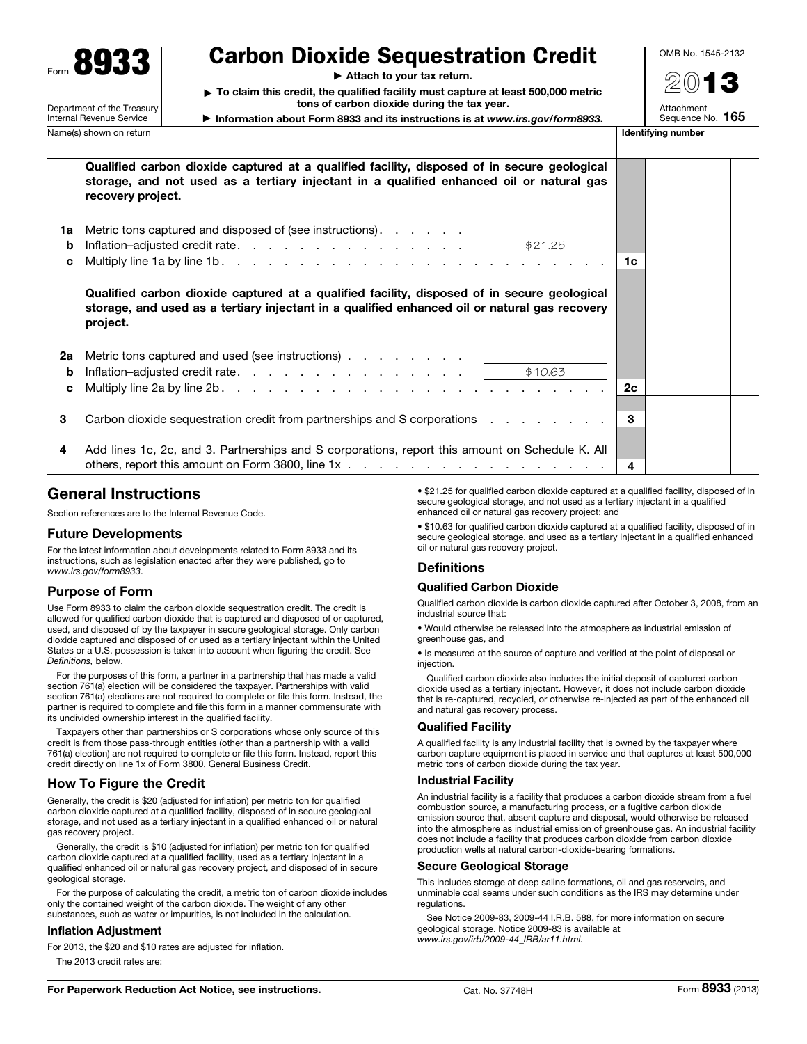# Form 8933 Carbon Dioxide Sequestration Credit

Department of the Treasury
Internal Revenue Service

► Attach to your tax return.

► To claim this credit, the qualified facility must capture at least 500,000 metric tons of carbon dioxide during the tax year.

► Information about Form 8933 and its instructions is at *www.irs.gov/form8933*.

OMB No. 1545-2132

2013

Attachment Sequence No. 165

Name(s) shown on return | Identifying number

**Qualified carbon dioxide captured at a qualified facility, disposed of in secure geological storage, and not used as a tertiary injectant in a qualified enhanced oil or natural gas recovery project.**

| | | | | |
|---|---|---|---|---|
| 1a | Metric tons captured and disposed of (see instructions) | | | |
| b | Inflation–adjusted credit rate | $21.25 | | |
| c | Multiply line 1a by line 1b | | 1c | |

**Qualified carbon dioxide captured at a qualified facility, disposed of in secure geological storage, and used as a tertiary injectant in a qualified enhanced oil or natural gas recovery project.**

| | | | | |
|---|---|---|---|---|
| 2a | Metric tons captured and used (see instructions) | | | |
| b | Inflation–adjusted credit rate | $10.63 | | |
| c | Multiply line 2a by line 2b | | 2c | |
| 3 | Carbon dioxide sequestration credit from partnerships and S corporations | | 3 | |
| 4 | Add lines 1c, 2c, and 3. Partnerships and S corporations, report this amount on Schedule K. All others, report this amount on Form 3800, line 1x | | 4 | |

## General Instructions

Section references are to the Internal Revenue Code.

### Future Developments

For the latest information about developments related to Form 8933 and its instructions, such as legislation enacted after they were published, go to *www.irs.gov/form8933*.

### Purpose of Form

Use Form 8933 to claim the carbon dioxide sequestration credit. The credit is allowed for qualified carbon dioxide that is captured and disposed of or captured, used, and disposed of by the taxpayer in secure geological storage. Only carbon dioxide captured and disposed of or used as a tertiary injectant within the United States or a U.S. possession is taken into account when figuring the credit. See *Definitions,* below.

For the purposes of this form, a partner in a partnership that has made a valid section 761(a) election will be considered the taxpayer. Partnerships with valid section 761(a) elections are not required to complete or file this form. Instead, the partner is required to complete and file this form in a manner commensurate with its undivided ownership interest in the qualified facility.

Taxpayers other than partnerships or S corporations whose only source of this credit is from those pass-through entities (other than a partner with a valid 761(a) election) are not required to complete or file this form. Instead, report this credit directly on line 1x of Form 3800, General Business Credit.

### How To Figure the Credit

Generally, the credit is $20 (adjusted for inflation) per metric ton for qualified carbon dioxide captured at a qualified facility, disposed of in secure geological storage, and not used as a tertiary injectant in a qualified enhanced oil or natural gas recovery project.

Generally, the credit is $10 (adjusted for inflation) per metric ton for qualified carbon dioxide captured at a qualified facility, used as a tertiary injectant in a qualified enhanced oil or natural gas recovery project, and disposed of in secure geological storage.

For the purpose of calculating the credit, a metric ton of carbon dioxide includes only the contained weight of the carbon dioxide. The weight of any other substances, such as water or impurities, is not included in the calculation.

### Inflation Adjustment

For 2013, the $20 and $10 rates are adjusted for inflation.

The 2013 credit rates are:

- $21.25 for qualified carbon dioxide captured at a qualified facility, disposed of in secure geological storage, and not used as a tertiary injectant in a qualified enhanced oil or natural gas recovery project; and
- $10.63 for qualified carbon dioxide captured at a qualified facility, disposed of in secure geological storage, and used as a tertiary injectant in a qualified enhanced oil or natural gas recovery project.

### Definitions

#### Qualified Carbon Dioxide

Qualified carbon dioxide is carbon dioxide captured after October 3, 2008, from an industrial source that:

- Would otherwise be released into the atmosphere as industrial emission of greenhouse gas, and
- Is measured at the source of capture and verified at the point of disposal or injection.

Qualified carbon dioxide also includes the initial deposit of captured carbon dioxide used as a tertiary injectant. However, it does not include carbon dioxide that is re-captured, recycled, or otherwise re-injected as part of the enhanced oil and natural gas recovery process.

#### Qualified Facility

A qualified facility is any industrial facility that is owned by the taxpayer where carbon capture equipment is placed in service and that captures at least 500,000 metric tons of carbon dioxide during the tax year.

#### Industrial Facility

An industrial facility is a facility that produces a carbon dioxide stream from a fuel combustion source, a manufacturing process, or a fugitive carbon dioxide emission source that, absent capture and disposal, would otherwise be released into the atmosphere as industrial emission of greenhouse gas. An industrial facility does not include a facility that produces carbon dioxide from carbon dioxide production wells at natural carbon-dioxide-bearing formations.

#### Secure Geological Storage

This includes storage at deep saline formations, oil and gas reservoirs, and unminable coal seams under such conditions as the IRS may determine under regulations.

See Notice 2009-83, 2009-44 I.R.B. 588, for more information on secure geological storage. Notice 2009-83 is available at *www.irs.gov/irb/2009-44_IRB/ar11.html.*

**For Paperwork Reduction Act Notice, see instructions.** Cat. No. 37748H Form **8933** (2013)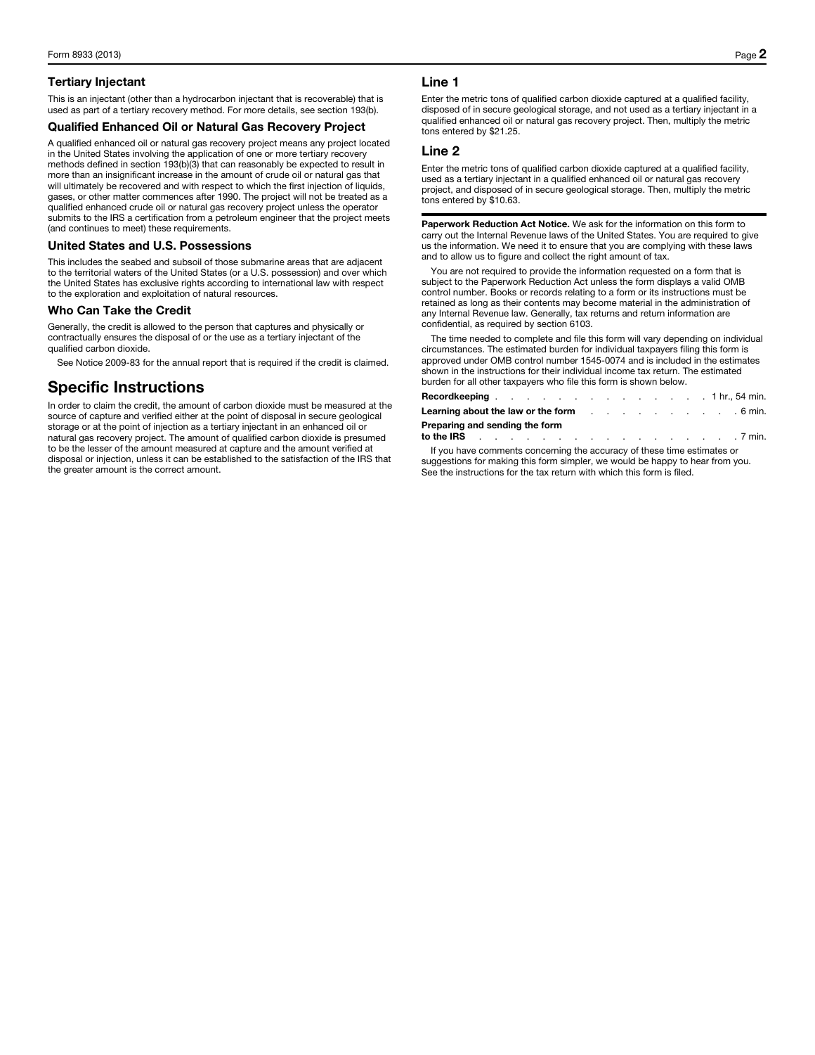### Tertiary Injectant

This is an injectant (other than a hydrocarbon injectant that is recoverable) that is used as part of a tertiary recovery method. For more details, see section 193(b).

### Qualified Enhanced Oil or Natural Gas Recovery Project

A qualified enhanced oil or natural gas recovery project means any project located in the United States involving the application of one or more tertiary recovery methods defined in section 193(b)(3) that can reasonably be expected to result in more than an insignificant increase in the amount of crude oil or natural gas that will ultimately be recovered and with respect to which the first injection of liquids, gases, or other matter commences after 1990. The project will not be treated as a qualified enhanced crude oil or natural gas recovery project unless the operator submits to the IRS a certification from a petroleum engineer that the project meets (and continues to meet) these requirements.

### United States and U.S. Possessions

This includes the seabed and subsoil of those submarine areas that are adjacent to the territorial waters of the United States (or a U.S. possession) and over which the United States has exclusive rights according to international law with respect to the exploration and exploitation of natural resources.

### Who Can Take the Credit

Generally, the credit is allowed to the person that captures and physically or contractually ensures the disposal of or the use as a tertiary injectant of the qualified carbon dioxide.

See Notice 2009-83 for the annual report that is required if the credit is claimed.

## Specific Instructions

In order to claim the credit, the amount of carbon dioxide must be measured at the source of capture and verified either at the point of disposal in secure geological storage or at the point of injection as a tertiary injectant in an enhanced oil or natural gas recovery project. The amount of qualified carbon dioxide is presumed to be the lesser of the amount measured at capture and the amount verified at disposal or injection, unless it can be established to the satisfaction of the IRS that the greater amount is the correct amount.

### Line 1

Enter the metric tons of qualified carbon dioxide captured at a qualified facility, disposed of in secure geological storage, and not used as a tertiary injectant in a qualified enhanced oil or natural gas recovery project. Then, multiply the metric tons entered by $21.25.

### Line 2

Enter the metric tons of qualified carbon dioxide captured at a qualified facility, used as a tertiary injectant in a qualified enhanced oil or natural gas recovery project, and disposed of in secure geological storage. Then, multiply the metric tons entered by $10.63.

**Paperwork Reduction Act Notice.** We ask for the information on this form to carry out the Internal Revenue laws of the United States. You are required to give us the information. We need it to ensure that you are complying with these laws and to allow us to figure and collect the right amount of tax.

You are not required to provide the information requested on a form that is subject to the Paperwork Reduction Act unless the form displays a valid OMB control number. Books or records relating to a form or its instructions must be retained as long as their contents may become material in the administration of any Internal Revenue law. Generally, tax returns and return information are confidential, as required by section 6103.

The time needed to complete and file this form will vary depending on individual circumstances. The estimated burden for individual taxpayers filing this form is approved under OMB control number 1545-0074 and is included in the estimates shown in the instructions for their individual income tax return. The estimated burden for all other taxpayers who file this form is shown below.

**Recordkeeping** . . . . . . . . . . . . . . . 1 hr., 54 min.

**Learning about the law or the form** . . . . . . . . . . . 6 min.

**Preparing and sending the form to the IRS** . . . . . . . . . . . . . . . . . 7 min.

If you have comments concerning the accuracy of these time estimates or suggestions for making this form simpler, we would be happy to hear from you. See the instructions for the tax return with which this form is filed.